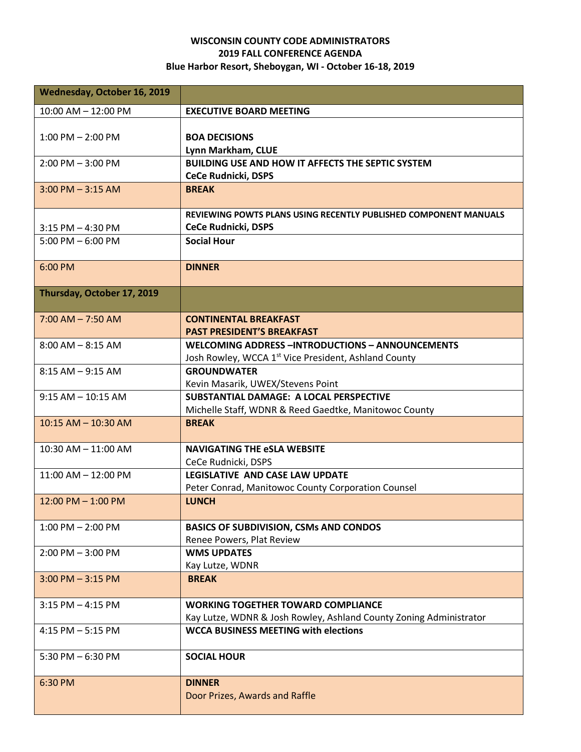**WISCONSIN COUNTY CODE ADMINISTRATORS**
**2019 FALL CONFERENCE AGENDA**
**Blue Harbor Resort, Sheboygan, WI - October 16-18, 2019**

| **Wednesday, October 16, 2019** | |
|---|---|
| 10:00 AM – 12:00 PM | **EXECUTIVE BOARD MEETING** |
| 1:00 PM – 2:00 PM | **BOA DECISIONS**<br>**Lynn Markham, CLUE** |
| 2:00 PM – 3:00 PM | **BUILDING USE AND HOW IT AFFECTS THE SEPTIC SYSTEM**<br>**CeCe Rudnicki, DSPS** |
| 3:00 PM – 3:15 AM | **BREAK** |
| 3:15 PM – 4:30 PM | **REVIEWING POWTS PLANS USING RECENTLY PUBLISHED COMPONENT MANUALS**<br>**CeCe Rudnicki, DSPS** |
| 5:00 PM – 6:00 PM | **Social Hour** |
| 6:00 PM | **DINNER** |
| **Thursday, October 17, 2019** | |
| 7:00 AM – 7:50 AM | **CONTINENTAL BREAKFAST**<br>**PAST PRESIDENT'S BREAKFAST** |
| 8:00 AM – 8:15 AM | **WELCOMING ADDRESS –INTRODUCTIONS – ANNOUNCEMENTS**<br>Josh Rowley, WCCA 1st Vice President, Ashland County |
| 8:15 AM – 9:15 AM | **GROUNDWATER**<br>Kevin Masarik, UWEX/Stevens Point |
| 9:15 AM – 10:15 AM | **SUBSTANTIAL DAMAGE: A LOCAL PERSPECTIVE**<br>Michelle Staff, WDNR & Reed Gaedtke, Manitowoc County |
| 10:15 AM – 10:30 AM | **BREAK** |
| 10:30 AM – 11:00 AM | **NAVIGATING THE eSLA WEBSITE**<br>CeCe Rudnicki, DSPS |
| 11:00 AM – 12:00 PM | **LEGISLATIVE AND CASE LAW UPDATE**<br>Peter Conrad, Manitowoc County Corporation Counsel |
| 12:00 PM – 1:00 PM | **LUNCH** |
| 1:00 PM – 2:00 PM | **BASICS OF SUBDIVISION, CSMs AND CONDOS**<br>Renee Powers, Plat Review |
| 2:00 PM – 3:00 PM | **WMS UPDATES**<br>Kay Lutze, WDNR |
| 3:00 PM – 3:15 PM | **BREAK** |
| 3:15 PM – 4:15 PM | **WORKING TOGETHER TOWARD COMPLIANCE**<br>Kay Lutze, WDNR & Josh Rowley, Ashland County Zoning Administrator |
| 4:15 PM – 5:15 PM | **WCCA BUSINESS MEETING with elections** |
| 5:30 PM – 6:30 PM | **SOCIAL HOUR** |
| 6:30 PM | **DINNER**<br>Door Prizes, Awards and Raffle |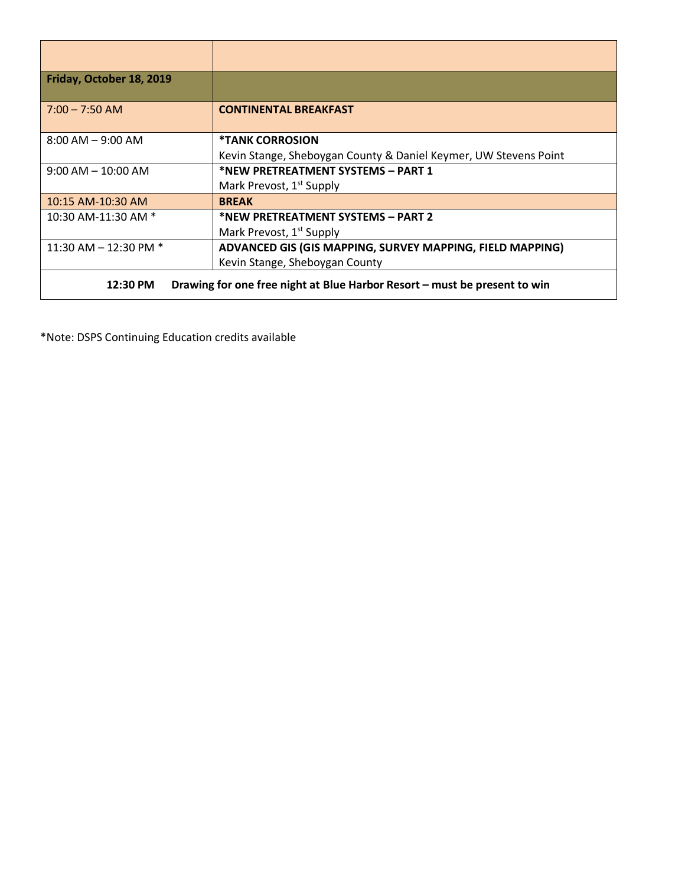| | |
|---|---|
| **Friday, October 18, 2019** | |
| 7:00 – 7:50 AM | **CONTINENTAL BREAKFAST** |
| 8:00 AM – 9:00 AM | ***TANK CORROSION**<br>Kevin Stange, Sheboygan County & Daniel Keymer, UW Stevens Point |
| 9:00 AM – 10:00 AM | ***NEW PRETREATMENT SYSTEMS – PART 1**<br>Mark Prevost, 1st Supply |
| 10:15 AM-10:30 AM | **BREAK** |
| 10:30 AM-11:30 AM * | ***NEW PRETREATMENT SYSTEMS – PART 2**<br>Mark Prevost, 1st Supply |
| 11:30 AM – 12:30 PM * | **ADVANCED GIS (GIS MAPPING, SURVEY MAPPING, FIELD MAPPING)**<br>Kevin Stange, Sheboygan County |
| **12:30 PM** | **Drawing for one free night at Blue Harbor Resort – must be present to win** |

*Note: DSPS Continuing Education credits available